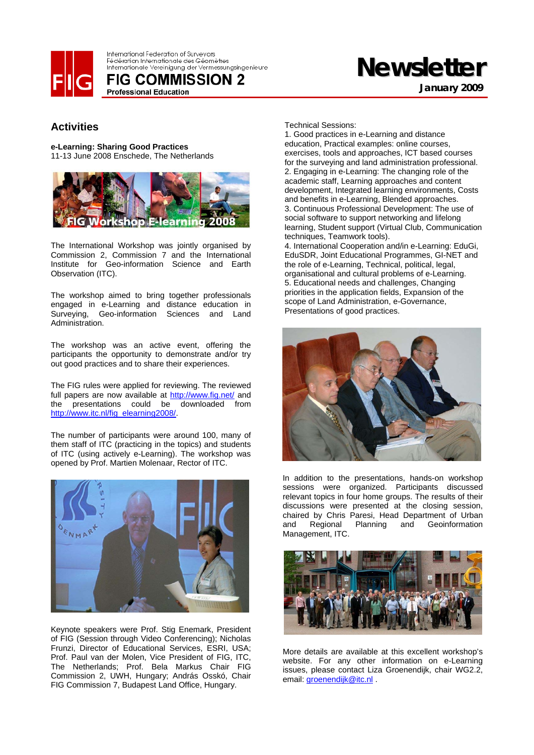International Federation of Surveyors
Fédération Internationale des Géomètres
Internationale Vereinigung der Vermessungsingenieure

# FIG COMMISSION 2

**Professional Education**

# Newsletter

**January 2009**

## Activities

**e-Learning: Sharing Good Practices**
11-13 June 2008 Enschede, The Netherlands

The International Workshop was jointly organised by Commission 2, Commission 7 and the International Institute for Geo-information Science and Earth Observation (ITC).

The workshop aimed to bring together professionals engaged in e-Learning and distance education in Surveying, Geo-information Sciences and Land Administration.

The workshop was an active event, offering the participants the opportunity to demonstrate and/or try out good practices and to share their experiences.

The FIG rules were applied for reviewing. The reviewed full papers are now available at http://www.fig.net/ and the presentations could be downloaded from http://www.itc.nl/fig_elearning2008/.

The number of participants were around 100, many of them staff of ITC (practicing in the topics) and students of ITC (using actively e-Learning). The workshop was opened by Prof. Martien Molenaar, Rector of ITC.

Keynote speakers were Prof. Stig Enemark, President of FIG (Session through Video Conferencing); Nicholas Frunzi, Director of Educational Services, ESRI, USA; Prof. Paul van der Molen, Vice President of FIG, ITC, The Netherlands; Prof. Bela Markus Chair FIG Commission 2, UWH, Hungary; András Osskó, Chair FIG Commission 7, Budapest Land Office, Hungary.

Technical Sessions:
1. Good practices in e-Learning and distance education, Practical examples: online courses, exercises, tools and approaches, ICT based courses for the surveying and land administration professional.
2. Engaging in e-Learning: The changing role of the academic staff, Learning approaches and content development, Integrated learning environments, Costs and benefits in e-Learning, Blended approaches.
3. Continuous Professional Development: The use of social software to support networking and lifelong learning, Student support (Virtual Club, Communication techniques, Teamwork tools).
4. International Cooperation and/in e-Learning: EduGi, EduSDR, Joint Educational Programmes, GI-NET and the role of e-Learning, Technical, political, legal, organisational and cultural problems of e-Learning.
5. Educational needs and challenges, Changing priorities in the application fields, Expansion of the scope of Land Administration, e-Governance, Presentations of good practices.

In addition to the presentations, hands-on workshop sessions were organized. Participants discussed relevant topics in four home groups. The results of their discussions were presented at the closing session, chaired by Chris Paresi, Head Department of Urban and Regional Planning and Geoinformation Management, ITC.

More details are available at this excellent workshop's website. For any other information on e-Learning issues, please contact Liza Groenendijk, chair WG2.2, email: groenendijk@itc.nl .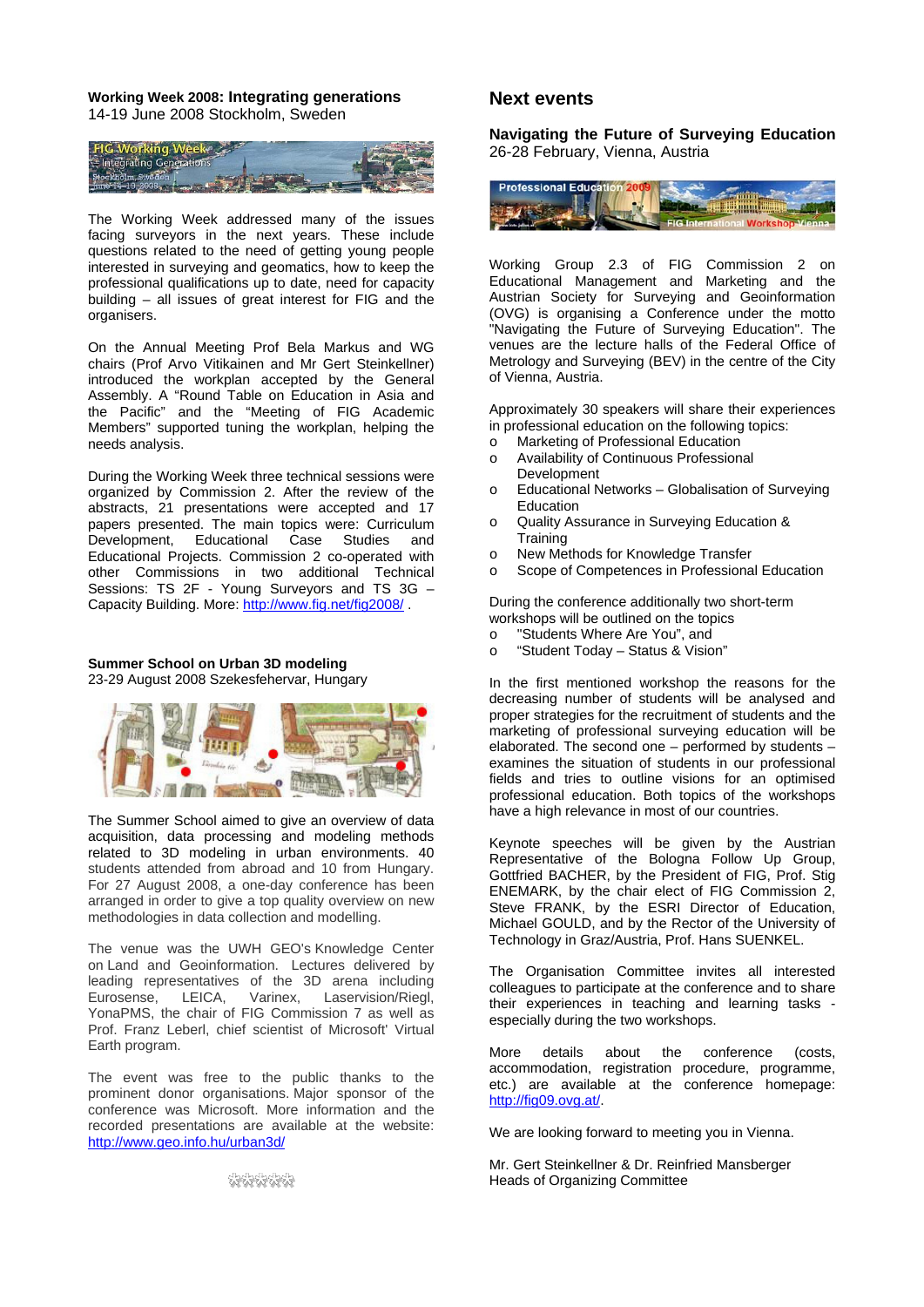**Working Week 2008: Integrating generations**
14-19 June 2008 Stockholm, Sweden

The Working Week addressed many of the issues facing surveyors in the next years. These include questions related to the need of getting young people interested in surveying and geomatics, how to keep the professional qualifications up to date, need for capacity building – all issues of great interest for FIG and the organisers.

On the Annual Meeting Prof Bela Markus and WG chairs (Prof Arvo Vitikainen and Mr Gert Steinkellner) introduced the workplan accepted by the General Assembly. A "Round Table on Education in Asia and the Pacific" and the "Meeting of FIG Academic Members" supported tuning the workplan, helping the needs analysis.

During the Working Week three technical sessions were organized by Commission 2. After the review of the abstracts, 21 presentations were accepted and 17 papers presented. The main topics were: Curriculum Development, Educational Case Studies and Educational Projects. Commission 2 co-operated with other Commissions in two additional Technical Sessions: TS 2F - Young Surveyors and TS 3G – Capacity Building. More: http://www.fig.net/fig2008/ .

**Summer School on Urban 3D modeling**
23-29 August 2008 Szekesfehervar, Hungary

The Summer School aimed to give an overview of data acquisition, data processing and modeling methods related to 3D modeling in urban environments. 40 students attended from abroad and 10 from Hungary. For 27 August 2008, a one-day conference has been arranged in order to give a top quality overview on new methodologies in data collection and modelling.

The venue was the UWH GEO's Knowledge Center on Land and Geoinformation. Lectures delivered by leading representatives of the 3D arena including Eurosense, LEICA, Varinex, Laservision/Riegl, YonaPMS, the chair of FIG Commission 7 as well as Prof. Franz Leberl, chief scientist of Microsoft' Virtual Earth program.

The event was free to the public thanks to the prominent donor organisations. Major sponsor of the conference was Microsoft. More information and the recorded presentations are available at the website: http://www.geo.info.hu/urban3d/

## Next events

**Navigating the Future of Surveying Education**
26-28 February, Vienna, Austria

Working Group 2.3 of FIG Commission 2 on Educational Management and Marketing and the Austrian Society for Surveying and Geoinformation (OVG) is organising a Conference under the motto "Navigating the Future of Surveying Education". The venues are the lecture halls of the Federal Office of Metrology and Surveying (BEV) in the centre of the City of Vienna, Austria.

Approximately 30 speakers will share their experiences in professional education on the following topics:

- Marketing of Professional Education
- Availability of Continuous Professional Development
- Educational Networks – Globalisation of Surveying Education
- Quality Assurance in Surveying Education & Training
- New Methods for Knowledge Transfer
- Scope of Competences in Professional Education

During the conference additionally two short-term workshops will be outlined on the topics

- "Students Where Are You", and
- "Student Today – Status & Vision"

In the first mentioned workshop the reasons for the decreasing number of students will be analysed and proper strategies for the recruitment of students and the marketing of professional surveying education will be elaborated. The second one – performed by students – examines the situation of students in our professional fields and tries to outline visions for an optimised professional education. Both topics of the workshops have a high relevance in most of our countries.

Keynote speeches will be given by the Austrian Representative of the Bologna Follow Up Group, Gottfried BACHER, by the President of FIG, Prof. Stig ENEMARK, by the chair elect of FIG Commission 2, Steve FRANK, by the ESRI Director of Education, Michael GOULD, and by the Rector of the University of Technology in Graz/Austria, Prof. Hans SUENKEL.

The Organisation Committee invites all interested colleagues to participate at the conference and to share their experiences in teaching and learning tasks - especially during the two workshops.

More details about the conference (costs, accommodation, registration procedure, programme, etc.) are available at the conference homepage: http://fig09.ovg.at/.

We are looking forward to meeting you in Vienna.

Mr. Gert Steinkellner & Dr. Reinfried Mansberger
Heads of Organizing Committee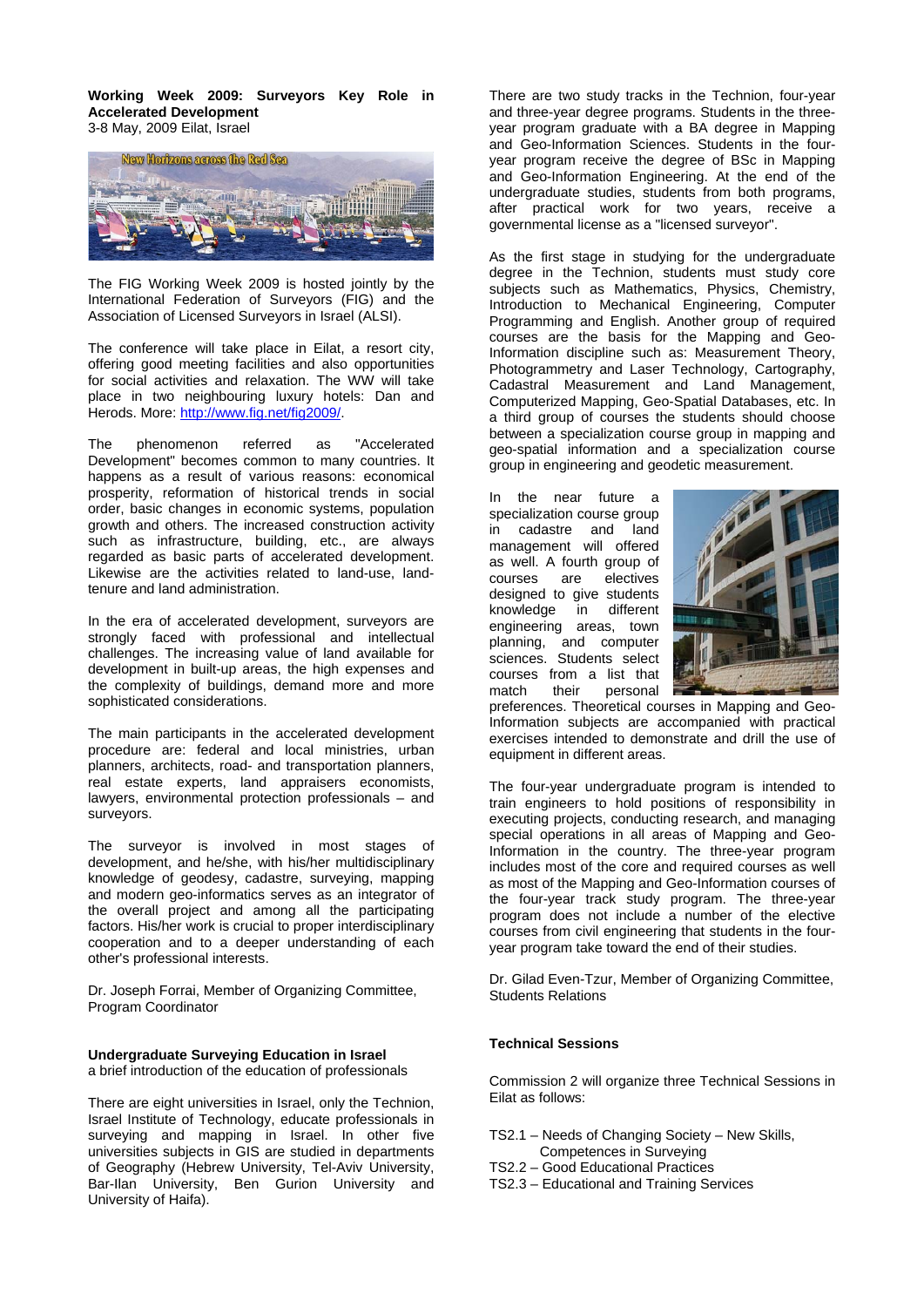**Working Week 2009: Surveyors Key Role in Accelerated Development**
3-8 May, 2009 Eilat, Israel

The FIG Working Week 2009 is hosted jointly by the International Federation of Surveyors (FIG) and the Association of Licensed Surveyors in Israel (ALSI).

The conference will take place in Eilat, a resort city, offering good meeting facilities and also opportunities for social activities and relaxation. The WW will take place in two neighbouring luxury hotels: Dan and Herods. More: http://www.fig.net/fig2009/.

The phenomenon referred as "Accelerated Development" becomes common to many countries. It happens as a result of various reasons: economical prosperity, reformation of historical trends in social order, basic changes in economic systems, population growth and others. The increased construction activity such as infrastructure, building, etc., are always regarded as basic parts of accelerated development. Likewise are the activities related to land-use, land-tenure and land administration.

In the era of accelerated development, surveyors are strongly faced with professional and intellectual challenges. The increasing value of land available for development in built-up areas, the high expenses and the complexity of buildings, demand more and more sophisticated considerations.

The main participants in the accelerated development procedure are: federal and local ministries, urban planners, architects, road- and transportation planners, real estate experts, land appraisers economists, lawyers, environmental protection professionals – and surveyors.

The surveyor is involved in most stages of development, and he/she, with his/her multidisciplinary knowledge of geodesy, cadastre, surveying, mapping and modern geo-informatics serves as an integrator of the overall project and among all the participating factors. His/her work is crucial to proper interdisciplinary cooperation and to a deeper understanding of each other's professional interests.

Dr. Joseph Forrai, Member of Organizing Committee, Program Coordinator

**Undergraduate Surveying Education in Israel**
a brief introduction of the education of professionals

There are eight universities in Israel, only the Technion, Israel Institute of Technology, educate professionals in surveying and mapping in Israel. In other five universities subjects in GIS are studied in departments of Geography (Hebrew University, Tel-Aviv University, Bar-Ilan University, Ben Gurion University and University of Haifa).

There are two study tracks in the Technion, four-year and three-year degree programs. Students in the three-year program graduate with a BA degree in Mapping and Geo-Information Sciences. Students in the four-year program receive the degree of BSc in Mapping and Geo-Information Engineering. At the end of the undergraduate studies, students from both programs, after practical work for two years, receive a governmental license as a "licensed surveyor".

As the first stage in studying for the undergraduate degree in the Technion, students must study core subjects such as Mathematics, Physics, Chemistry, Introduction to Mechanical Engineering, Computer Programming and English. Another group of required courses are the basis for the Mapping and Geo-Information discipline such as: Measurement Theory, Photogrammetry and Laser Technology, Cartography, Cadastral Measurement and Land Management, Computerized Mapping, Geo-Spatial Databases, etc. In a third group of courses the students should choose between a specialization course group in mapping and geo-spatial information and a specialization course group in engineering and geodetic measurement.

In the near future a specialization course group in cadastre and land management will offered as well. A fourth group of courses are electives designed to give students knowledge in different engineering areas, town planning, and computer sciences. Students select courses from a list that match their personal preferences. Theoretical courses in Mapping and Geo-Information subjects are accompanied with practical exercises intended to demonstrate and drill the use of equipment in different areas.

The four-year undergraduate program is intended to train engineers to hold positions of responsibility in executing projects, conducting research, and managing special operations in all areas of Mapping and Geo-Information in the country. The three-year program includes most of the core and required courses as well as most of the Mapping and Geo-Information courses of the four-year track study program. The three-year program does not include a number of the elective courses from civil engineering that students in the four-year program take toward the end of their studies.

Dr. Gilad Even-Tzur, Member of Organizing Committee, Students Relations

**Technical Sessions**

Commission 2 will organize three Technical Sessions in Eilat as follows:

TS2.1 – Needs of Changing Society – New Skills, Competences in Surveying
TS2.2 – Good Educational Practices
TS2.3 – Educational and Training Services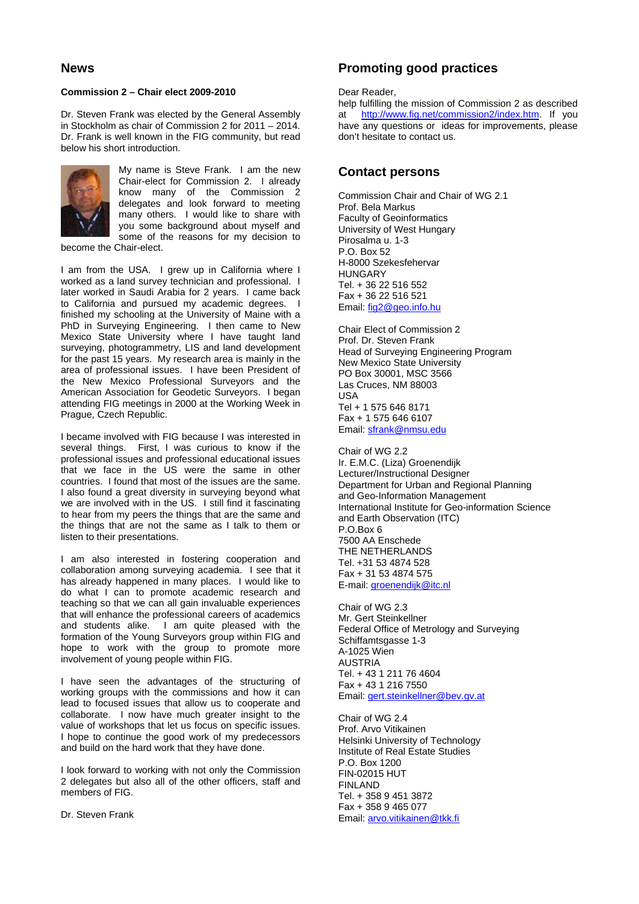## News

**Commission 2 – Chair elect 2009-2010**

Dr. Steven Frank was elected by the General Assembly in Stockholm as chair of Commission 2 for 2011 – 2014. Dr. Frank is well known in the FIG community, but read below his short introduction.

My name is Steve Frank. I am the new Chair-elect for Commission 2. I already know many of the Commission 2 delegates and look forward to meeting many others. I would like to share with you some background about myself and some of the reasons for my decision to become the Chair-elect.

I am from the USA. I grew up in California where I worked as a land survey technician and professional. I later worked in Saudi Arabia for 2 years. I came back to California and pursued my academic degrees. I finished my schooling at the University of Maine with a PhD in Surveying Engineering. I then came to New Mexico State University where I have taught land surveying, photogrammetry, LIS and land development for the past 15 years. My research area is mainly in the area of professional issues. I have been President of the New Mexico Professional Surveyors and the American Association for Geodetic Surveyors. I began attending FIG meetings in 2000 at the Working Week in Prague, Czech Republic.

I became involved with FIG because I was interested in several things. First, I was curious to know if the professional issues and professional educational issues that we face in the US were the same in other countries. I found that most of the issues are the same. I also found a great diversity in surveying beyond what we are involved with in the US. I still find it fascinating to hear from my peers the things that are the same and the things that are not the same as I talk to them or listen to their presentations.

I am also interested in fostering cooperation and collaboration among surveying academia. I see that it has already happened in many places. I would like to do what I can to promote academic research and teaching so that we can all gain invaluable experiences that will enhance the professional careers of academics and students alike. I am quite pleased with the formation of the Young Surveyors group within FIG and hope to work with the group to promote more involvement of young people within FIG.

I have seen the advantages of the structuring of working groups with the commissions and how it can lead to focused issues that allow us to cooperate and collaborate. I now have much greater insight to the value of workshops that let us focus on specific issues. I hope to continue the good work of my predecessors and build on the hard work that they have done.

I look forward to working with not only the Commission 2 delegates but also all of the other officers, staff and members of FIG.

Dr. Steven Frank

## Promoting good practices

Dear Reader,
help fulfilling the mission of Commission 2 as described at http://www.fig.net/commission2/index.htm. If you have any questions or ideas for improvements, please don't hesitate to contact us.

## Contact persons

Commission Chair and Chair of WG 2.1
Prof. Bela Markus
Faculty of Geoinformatics
University of West Hungary
Pirosalma u. 1-3
P.O. Box 52
H-8000 Szekesfehervar
HUNGARY
Tel. + 36 22 516 552
Fax + 36 22 516 521
Email: fig2@geo.info.hu

Chair Elect of Commission 2
Prof. Dr. Steven Frank
Head of Surveying Engineering Program
New Mexico State University
PO Box 30001, MSC 3566
Las Cruces, NM 88003
USA
Tel + 1 575 646 8171
Fax + 1 575 646 6107
Email: sfrank@nmsu.edu

Chair of WG 2.2
Ir. E.M.C. (Liza) Groenendijk
Lecturer/Instructional Designer
Department for Urban and Regional Planning and Geo-Information Management
International Institute for Geo-information Science and Earth Observation (ITC)
P.O.Box 6
7500 AA Enschede
THE NETHERLANDS
Tel. +31 53 4874 528
Fax + 31 53 4874 575
E-mail: groenendijk@itc.nl

Chair of WG 2.3
Mr. Gert Steinkellner
Federal Office of Metrology and Surveying
Schiffamtsgasse 1-3
A-1025 Wien
AUSTRIA
Tel. + 43 1 211 76 4604
Fax + 43 1 216 7550
Email: gert.steinkellner@bev.gv.at

Chair of WG 2.4
Prof. Arvo Vitikainen
Helsinki University of Technology
Institute of Real Estate Studies
P.O. Box 1200
FIN-02015 HUT
FINLAND
Tel. + 358 9 451 3872
Fax + 358 9 465 077
Email: arvo.vitikainen@tkk.fi